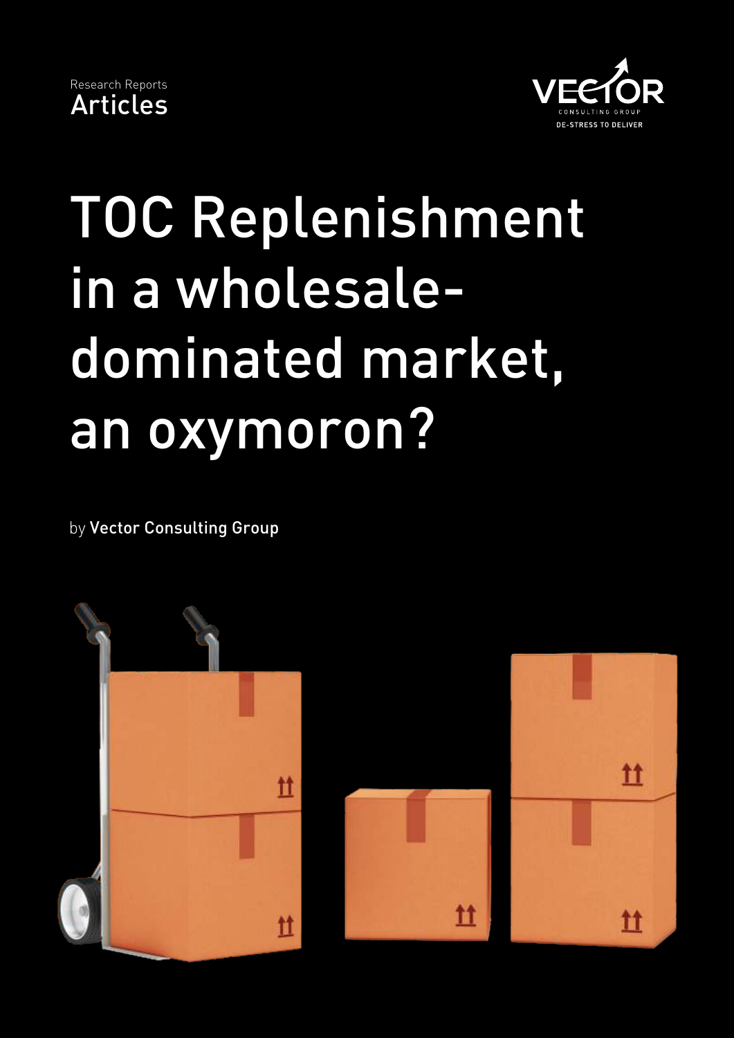Research Reports

Articles

VECTOR CONSULTING GROUP

DE-STRESS TO DELIVER

# TOC Replenishment in a wholesale-dominated market, an oxymoron?

by **Vector Consulting Group**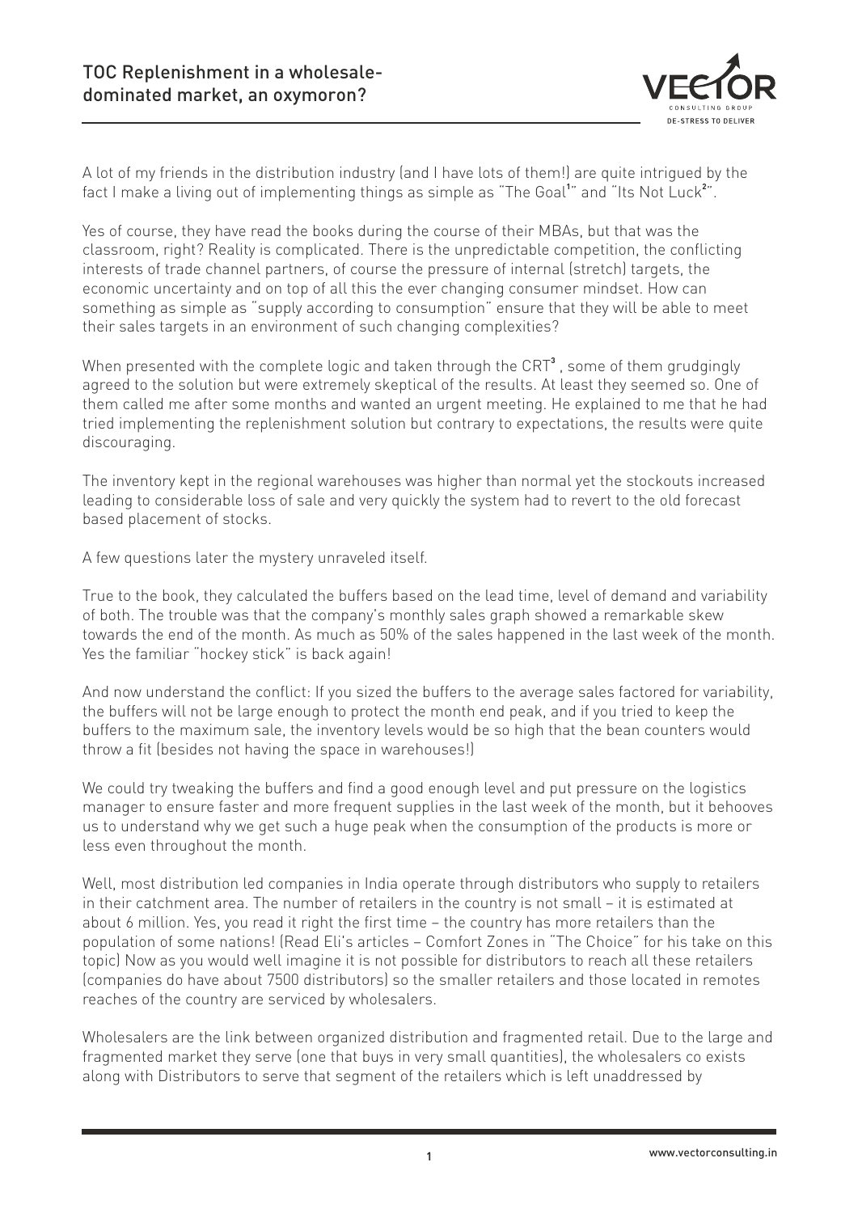# TOC Replenishment in a wholesale-dominated market, an oxymoron?

A lot of my friends in the distribution industry (and I have lots of them!) are quite intrigued by the fact I make a living out of implementing things as simple as "The Goal[1]" and "Its Not Luck[2]".

Yes of course, they have read the books during the course of their MBAs, but that was the classroom, right? Reality is complicated. There is the unpredictable competition, the conflicting interests of trade channel partners, of course the pressure of internal (stretch) targets, the economic uncertainty and on top of all this the ever changing consumer mindset. How can something as simple as "supply according to consumption" ensure that they will be able to meet their sales targets in an environment of such changing complexities?

When presented with the complete logic and taken through the CRT[3] , some of them grudgingly agreed to the solution but were extremely skeptical of the results. At least they seemed so. One of them called me after some months and wanted an urgent meeting. He explained to me that he had tried implementing the replenishment solution but contrary to expectations, the results were quite discouraging.

The inventory kept in the regional warehouses was higher than normal yet the stockouts increased leading to considerable loss of sale and very quickly the system had to revert to the old forecast based placement of stocks.

A few questions later the mystery unraveled itself.

True to the book, they calculated the buffers based on the lead time, level of demand and variability of both. The trouble was that the company's monthly sales graph showed a remarkable skew towards the end of the month. As much as 50% of the sales happened in the last week of the month. Yes the familiar "hockey stick" is back again!

And now understand the conflict: If you sized the buffers to the average sales factored for variability, the buffers will not be large enough to protect the month end peak, and if you tried to keep the buffers to the maximum sale, the inventory levels would be so high that the bean counters would throw a fit (besides not having the space in warehouses!)

We could try tweaking the buffers and find a good enough level and put pressure on the logistics manager to ensure faster and more frequent supplies in the last week of the month, but it behooves us to understand why we get such a huge peak when the consumption of the products is more or less even throughout the month.

Well, most distribution led companies in India operate through distributors who supply to retailers in their catchment area. The number of retailers in the country is not small – it is estimated at about 6 million. Yes, you read it right the first time – the country has more retailers than the population of some nations! (Read Eli's articles – Comfort Zones in "The Choice" for his take on this topic) Now as you would well imagine it is not possible for distributors to reach all these retailers (companies do have about 7500 distributors) so the smaller retailers and those located in remotes reaches of the country are serviced by wholesalers.

Wholesalers are the link between organized distribution and fragmented retail. Due to the large and fragmented market they serve (one that buys in very small quantities), the wholesalers co exists along with Distributors to serve that segment of the retailers which is left unaddressed by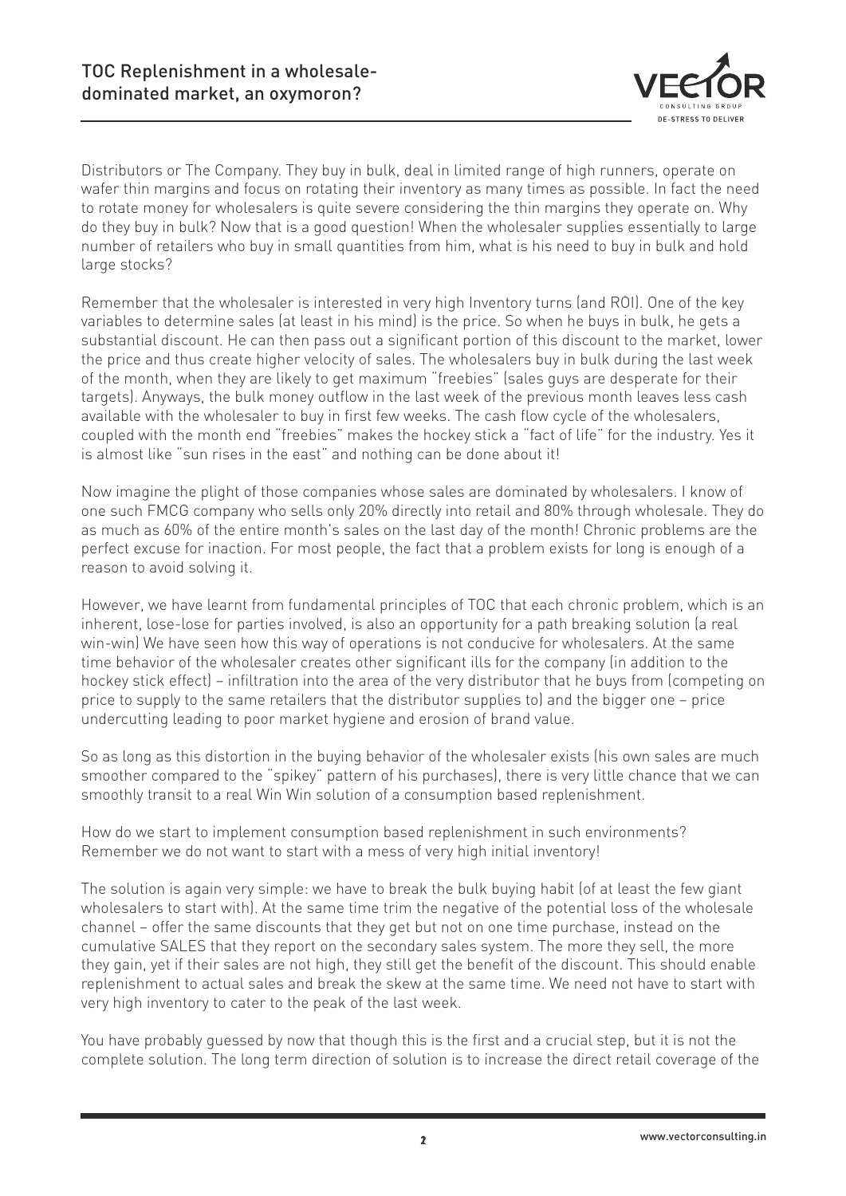Distributors or The Company. They buy in bulk, deal in limited range of high runners, operate on wafer thin margins and focus on rotating their inventory as many times as possible. In fact the need to rotate money for wholesalers is quite severe considering the thin margins they operate on. Why do they buy in bulk? Now that is a good question! When the wholesaler supplies essentially to large number of retailers who buy in small quantities from him, what is his need to buy in bulk and hold large stocks?

Remember that the wholesaler is interested in very high Inventory turns (and ROI). One of the key variables to determine sales (at least in his mind) is the price. So when he buys in bulk, he gets a substantial discount. He can then pass out a significant portion of this discount to the market, lower the price and thus create higher velocity of sales. The wholesalers buy in bulk during the last week of the month, when they are likely to get maximum "freebies" (sales guys are desperate for their targets). Anyways, the bulk money outflow in the last week of the previous month leaves less cash available with the wholesaler to buy in first few weeks. The cash flow cycle of the wholesalers, coupled with the month end "freebies" makes the hockey stick a "fact of life" for the industry. Yes it is almost like "sun rises in the east" and nothing can be done about it!

Now imagine the plight of those companies whose sales are dominated by wholesalers. I know of one such FMCG company who sells only 20% directly into retail and 80% through wholesale. They do as much as 60% of the entire month's sales on the last day of the month! Chronic problems are the perfect excuse for inaction. For most people, the fact that a problem exists for long is enough of a reason to avoid solving it.

However, we have learnt from fundamental principles of TOC that each chronic problem, which is an inherent, lose-lose for parties involved, is also an opportunity for a path breaking solution (a real win-win) We have seen how this way of operations is not conducive for wholesalers. At the same time behavior of the wholesaler creates other significant ills for the company (in addition to the hockey stick effect) – infiltration into the area of the very distributor that he buys from (competing on price to supply to the same retailers that the distributor supplies to) and the bigger one – price undercutting leading to poor market hygiene and erosion of brand value.

So as long as this distortion in the buying behavior of the wholesaler exists (his own sales are much smoother compared to the "spikey" pattern of his purchases), there is very little chance that we can smoothly transit to a real Win Win solution of a consumption based replenishment.

How do we start to implement consumption based replenishment in such environments? Remember we do not want to start with a mess of very high initial inventory!

The solution is again very simple: we have to break the bulk buying habit (of at least the few giant wholesalers to start with). At the same time trim the negative of the potential loss of the wholesale channel – offer the same discounts that they get but not on one time purchase, instead on the cumulative SALES that they report on the secondary sales system. The more they sell, the more they gain, yet if their sales are not high, they still get the benefit of the discount. This should enable replenishment to actual sales and break the skew at the same time. We need not have to start with very high inventory to cater to the peak of the last week.

You have probably guessed by now that though this is the first and a crucial step, but it is not the complete solution. The long term direction of solution is to increase the direct retail coverage of the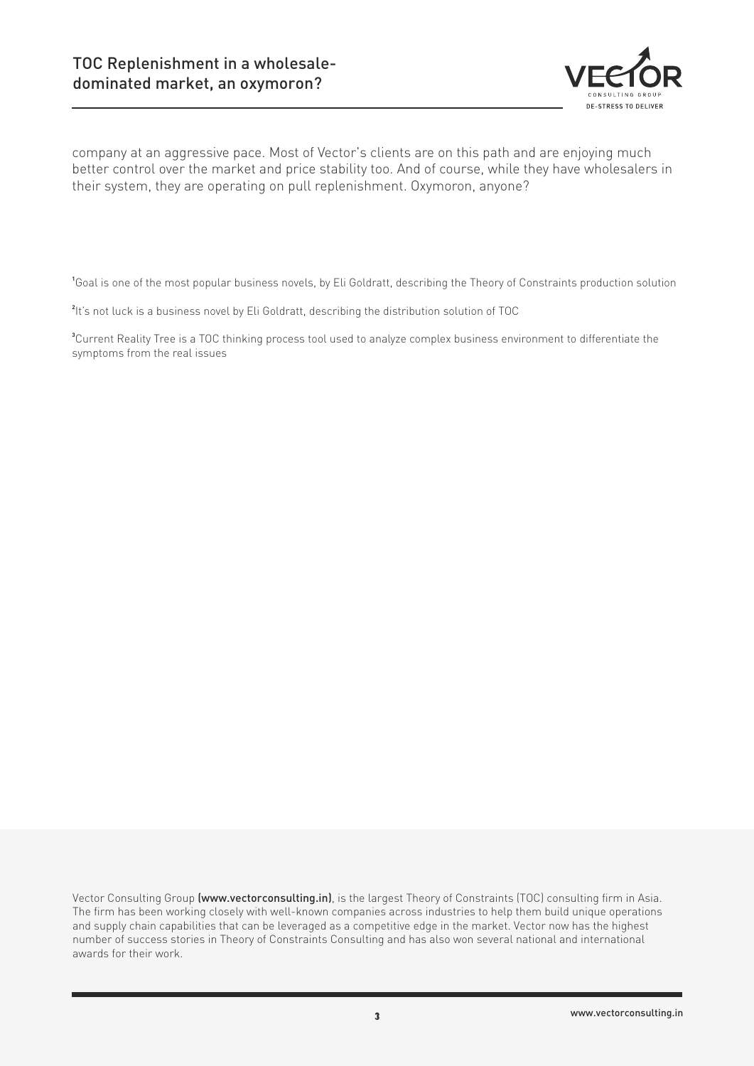company at an aggressive pace. Most of Vector's clients are on this path and are enjoying much better control over the market and price stability too. And of course, while they have wholesalers in their system, they are operating on pull replenishment. Oxymoron, anyone?

[1]Goal is one of the most popular business novels, by Eli Goldratt, describing the Theory of Constraints production solution

[2]It's not luck is a business novel by Eli Goldratt, describing the distribution solution of TOC

[3]Current Reality Tree is a TOC thinking process tool used to analyze complex business environment to differentiate the symptoms from the real issues

Vector Consulting Group **(www.vectorconsulting.in)**, is the largest Theory of Constraints (TOC) consulting firm in Asia. The firm has been working closely with well-known companies across industries to help them build unique operations and supply chain capabilities that can be leveraged as a competitive edge in the market. Vector now has the highest number of success stories in Theory of Constraints Consulting and has also won several national and international awards for their work.